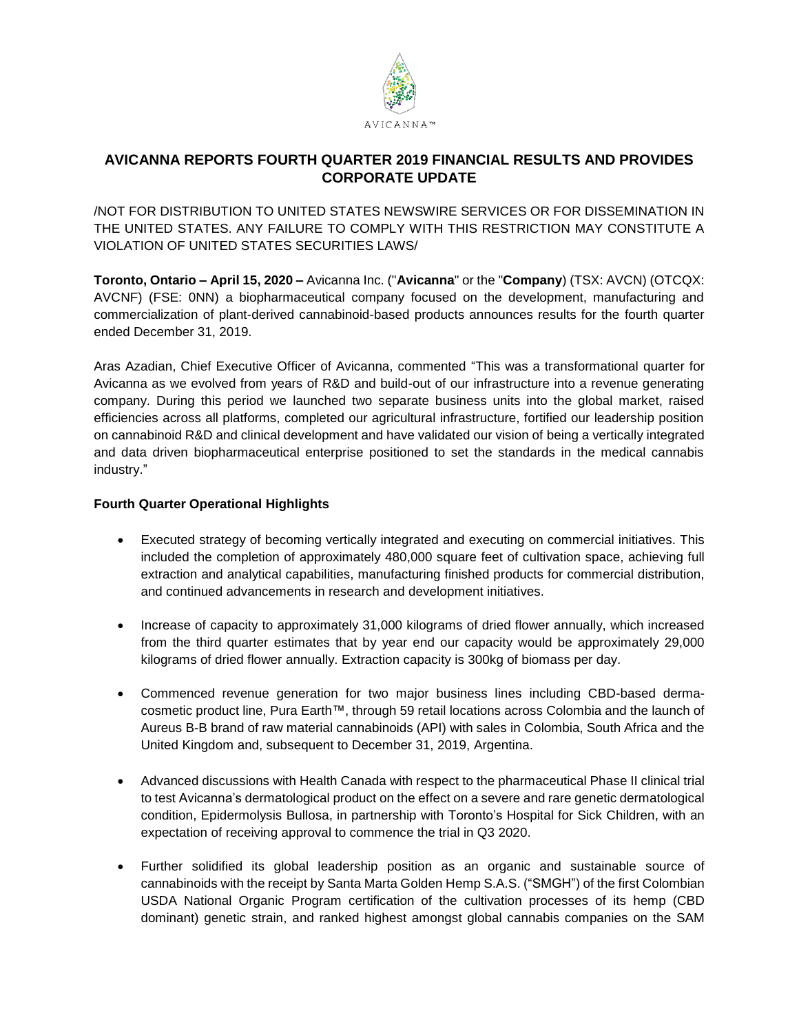# AVICANNA REPORTS FOURTH QUARTER 2019 FINANCIAL RESULTS AND PROVIDES CORPORATE UPDATE

/NOT FOR DISTRIBUTION TO UNITED STATES NEWSWIRE SERVICES OR FOR DISSEMINATION IN THE UNITED STATES. ANY FAILURE TO COMPLY WITH THIS RESTRICTION MAY CONSTITUTE A VIOLATION OF UNITED STATES SECURITIES LAWS/

**Toronto, Ontario – April 15, 2020 –** Avicanna Inc. ("**Avicanna**" or the "**Company**) (TSX: AVCN) (OTCQX: AVCNF) (FSE: 0NN) a biopharmaceutical company focused on the development, manufacturing and commercialization of plant-derived cannabinoid-based products announces results for the fourth quarter ended December 31, 2019.

Aras Azadian, Chief Executive Officer of Avicanna, commented "This was a transformational quarter for Avicanna as we evolved from years of R&D and build-out of our infrastructure into a revenue generating company. During this period we launched two separate business units into the global market, raised efficiencies across all platforms, completed our agricultural infrastructure, fortified our leadership position on cannabinoid R&D and clinical development and have validated our vision of being a vertically integrated and data driven biopharmaceutical enterprise positioned to set the standards in the medical cannabis industry."

**Fourth Quarter Operational Highlights**

- Executed strategy of becoming vertically integrated and executing on commercial initiatives. This included the completion of approximately 480,000 square feet of cultivation space, achieving full extraction and analytical capabilities, manufacturing finished products for commercial distribution, and continued advancements in research and development initiatives.

- Increase of capacity to approximately 31,000 kilograms of dried flower annually, which increased from the third quarter estimates that by year end our capacity would be approximately 29,000 kilograms of dried flower annually. Extraction capacity is 300kg of biomass per day.

- Commenced revenue generation for two major business lines including CBD-based derma-cosmetic product line, Pura Earth™, through 59 retail locations across Colombia and the launch of Aureus B-B brand of raw material cannabinoids (API) with sales in Colombia, South Africa and the United Kingdom and, subsequent to December 31, 2019, Argentina.

- Advanced discussions with Health Canada with respect to the pharmaceutical Phase II clinical trial to test Avicanna's dermatological product on the effect on a severe and rare genetic dermatological condition, Epidermolysis Bullosa, in partnership with Toronto's Hospital for Sick Children, with an expectation of receiving approval to commence the trial in Q3 2020.

- Further solidified its global leadership position as an organic and sustainable source of cannabinoids with the receipt by Santa Marta Golden Hemp S.A.S. ("SMGH") of the first Colombian USDA National Organic Program certification of the cultivation processes of its hemp (CBD dominant) genetic strain, and ranked highest amongst global cannabis companies on the SAM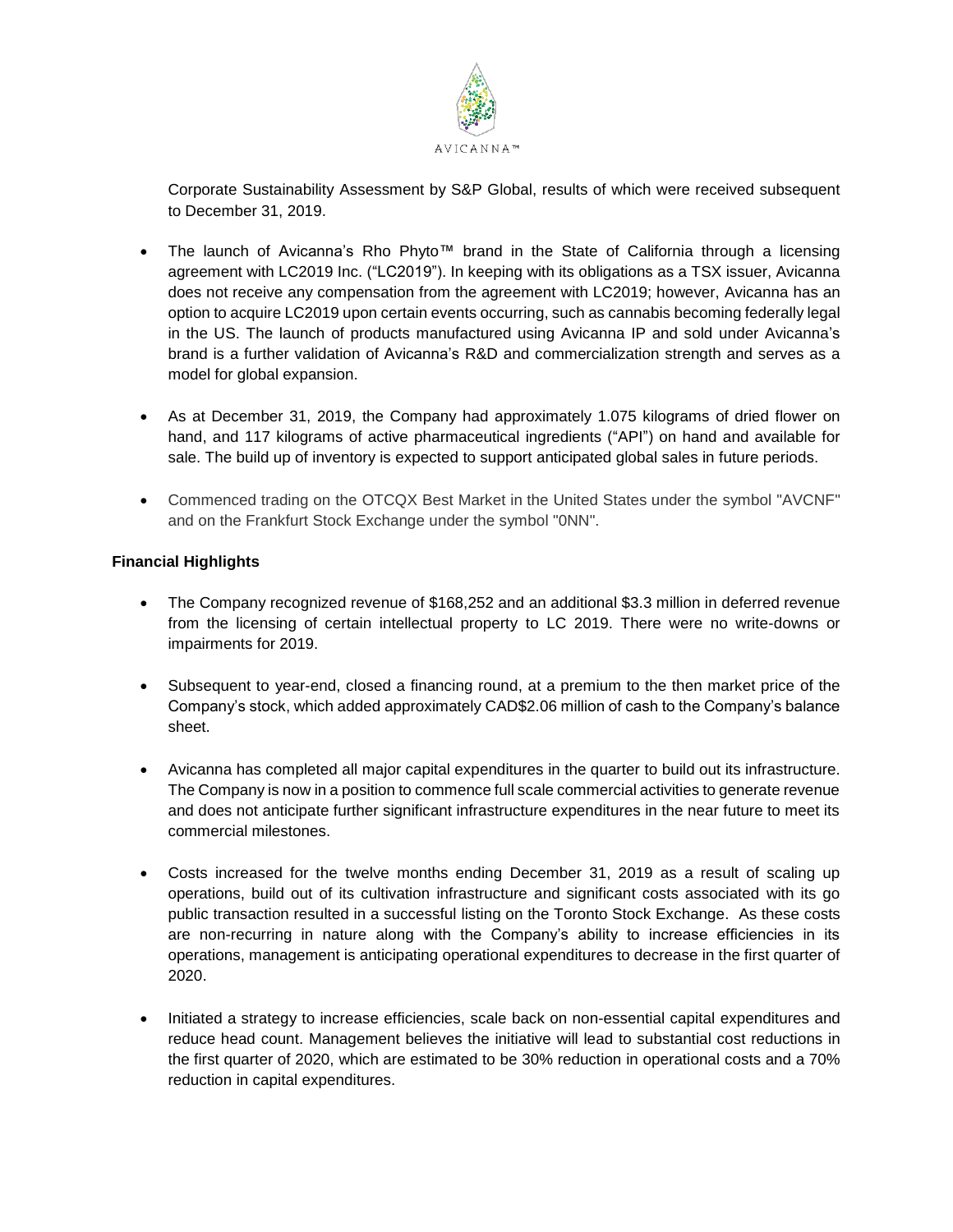Corporate Sustainability Assessment by S&P Global, results of which were received subsequent to December 31, 2019.

- The launch of Avicanna's Rho Phyto™ brand in the State of California through a licensing agreement with LC2019 Inc. ("LC2019"). In keeping with its obligations as a TSX issuer, Avicanna does not receive any compensation from the agreement with LC2019; however, Avicanna has an option to acquire LC2019 upon certain events occurring, such as cannabis becoming federally legal in the US. The launch of products manufactured using Avicanna IP and sold under Avicanna's brand is a further validation of Avicanna's R&D and commercialization strength and serves as a model for global expansion.

- As at December 31, 2019, the Company had approximately 1.075 kilograms of dried flower on hand, and 117 kilograms of active pharmaceutical ingredients ("API") on hand and available for sale. The build up of inventory is expected to support anticipated global sales in future periods.

- Commenced trading on the OTCQX Best Market in the United States under the symbol "AVCNF" and on the Frankfurt Stock Exchange under the symbol "0NN".

**Financial Highlights**

- The Company recognized revenue of $168,252 and an additional $3.3 million in deferred revenue from the licensing of certain intellectual property to LC 2019. There were no write-downs or impairments for 2019.

- Subsequent to year-end, closed a financing round, at a premium to the then market price of the Company's stock, which added approximately CAD$2.06 million of cash to the Company's balance sheet.

- Avicanna has completed all major capital expenditures in the quarter to build out its infrastructure. The Company is now in a position to commence full scale commercial activities to generate revenue and does not anticipate further significant infrastructure expenditures in the near future to meet its commercial milestones.

- Costs increased for the twelve months ending December 31, 2019 as a result of scaling up operations, build out of its cultivation infrastructure and significant costs associated with its go public transaction resulted in a successful listing on the Toronto Stock Exchange. As these costs are non-recurring in nature along with the Company's ability to increase efficiencies in its operations, management is anticipating operational expenditures to decrease in the first quarter of 2020.

- Initiated a strategy to increase efficiencies, scale back on non-essential capital expenditures and reduce head count. Management believes the initiative will lead to substantial cost reductions in the first quarter of 2020, which are estimated to be 30% reduction in operational costs and a 70% reduction in capital expenditures.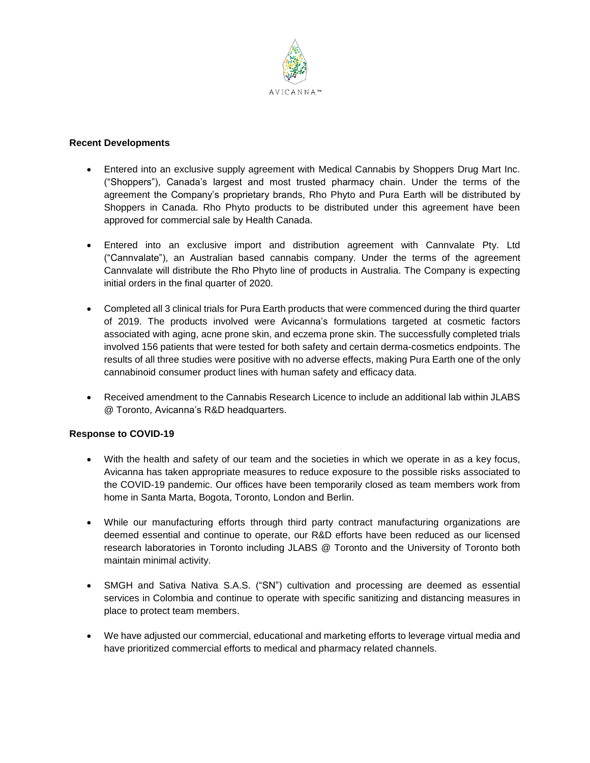**Recent Developments**

- Entered into an exclusive supply agreement with Medical Cannabis by Shoppers Drug Mart Inc. ("Shoppers"), Canada's largest and most trusted pharmacy chain. Under the terms of the agreement the Company's proprietary brands, Rho Phyto and Pura Earth will be distributed by Shoppers in Canada. Rho Phyto products to be distributed under this agreement have been approved for commercial sale by Health Canada.

- Entered into an exclusive import and distribution agreement with Cannvalate Pty. Ltd ("Cannvalate"), an Australian based cannabis company. Under the terms of the agreement Cannvalate will distribute the Rho Phyto line of products in Australia. The Company is expecting initial orders in the final quarter of 2020.

- Completed all 3 clinical trials for Pura Earth products that were commenced during the third quarter of 2019. The products involved were Avicanna's formulations targeted at cosmetic factors associated with aging, acne prone skin, and eczema prone skin. The successfully completed trials involved 156 patients that were tested for both safety and certain derma-cosmetics endpoints. The results of all three studies were positive with no adverse effects, making Pura Earth one of the only cannabinoid consumer product lines with human safety and efficacy data.

- Received amendment to the Cannabis Research Licence to include an additional lab within JLABS @ Toronto, Avicanna's R&D headquarters.

**Response to COVID-19**

- With the health and safety of our team and the societies in which we operate in as a key focus, Avicanna has taken appropriate measures to reduce exposure to the possible risks associated to the COVID-19 pandemic. Our offices have been temporarily closed as team members work from home in Santa Marta, Bogota, Toronto, London and Berlin.

- While our manufacturing efforts through third party contract manufacturing organizations are deemed essential and continue to operate, our R&D efforts have been reduced as our licensed research laboratories in Toronto including JLABS @ Toronto and the University of Toronto both maintain minimal activity.

- SMGH and Sativa Nativa S.A.S. ("SN") cultivation and processing are deemed as essential services in Colombia and continue to operate with specific sanitizing and distancing measures in place to protect team members.

- We have adjusted our commercial, educational and marketing efforts to leverage virtual media and have prioritized commercial efforts to medical and pharmacy related channels.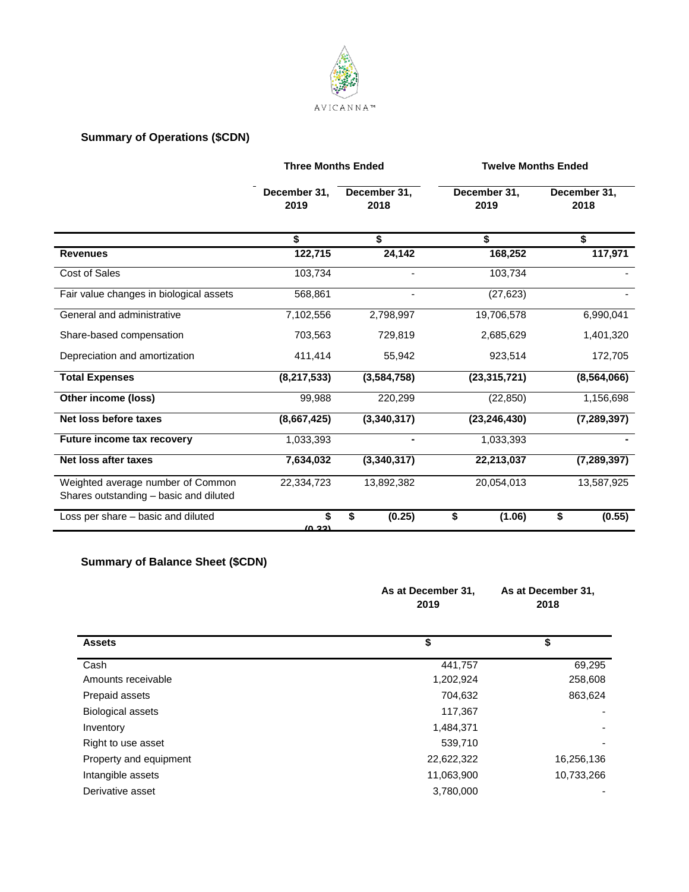AVICANNA™

## Summary of Operations ($CDN)

| | Three Months Ended | | Twelve Months Ended | |
|---|---|---|---|---|
| | December 31, 2019 | December 31, 2018 | December 31, 2019 | December 31, 2018 |
| | $ | $ | $ | $ |
| **Revenues** | **122,715** | **24,142** | **168,252** | **117,971** |
| Cost of Sales | 103,734 | - | 103,734 | - |
| Fair value changes in biological assets | 568,861 | - | (27,623) | - |
| General and administrative | 7,102,556 | 2,798,997 | 19,706,578 | 6,990,041 |
| Share-based compensation | 703,563 | 729,819 | 2,685,629 | 1,401,320 |
| Depreciation and amortization | 411,414 | 55,942 | 923,514 | 172,705 |
| **Total Expenses** | **(8,217,533)** | **(3,584,758)** | **(23,315,721)** | **(8,564,066)** |
| **Other income (loss)** | 99,988 | 220,299 | (22,850) | 1,156,698 |
| **Net loss before taxes** | **(8,667,425)** | **(3,340,317)** | **(23,246,430)** | **(7,289,397)** |
| **Future income tax recovery** | 1,033,393 | **-** | 1,033,393 | **-** |
| **Net loss after taxes** | **7,634,032** | **(3,340,317)** | **22,213,037** | **(7,289,397)** |
| Weighted average number of Common Shares outstanding – basic and diluted | 22,334,723 | 13,892,382 | 20,054,013 | 13,587,925 |
| Loss per share – basic and diluted | **$ (0.33)** | **$ (0.25)** | **$ (1.06)** | **$ (0.55)** |

## Summary of Balance Sheet ($CDN)

| | As at December 31, 2019 | As at December 31, 2018 |
|---|---|---|
| **Assets** | **$** | **$** |
| Cash | 441,757 | 69,295 |
| Amounts receivable | 1,202,924 | 258,608 |
| Prepaid assets | 704,632 | 863,624 |
| Biological assets | 117,367 | - |
| Inventory | 1,484,371 | - |
| Right to use asset | 539,710 | - |
| Property and equipment | 22,622,322 | 16,256,136 |
| Intangible assets | 11,063,900 | 10,733,266 |
| Derivative asset | 3,780,000 | - |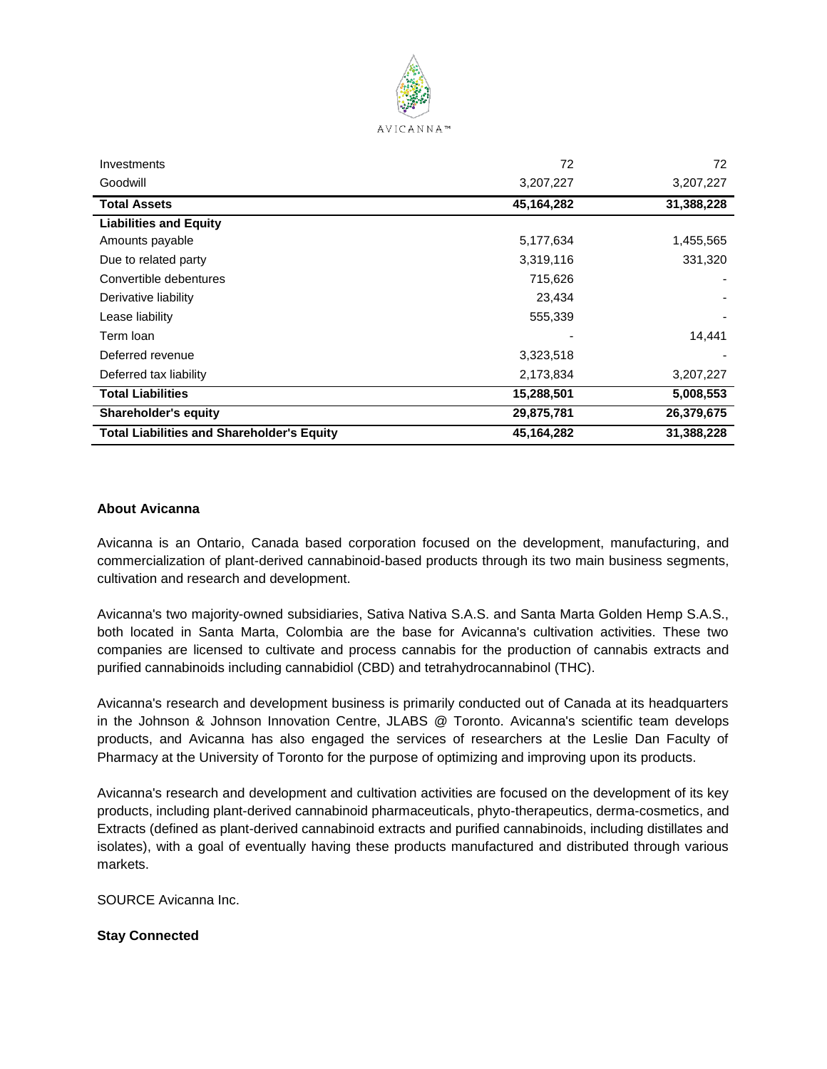| | | |
|---|---|---|
| Investments | 72 | 72 |
| Goodwill | 3,207,227 | 3,207,227 |
| **Total Assets** | **45,164,282** | **31,388,228** |
| **Liabilities and Equity** | | |
| Amounts payable | 5,177,634 | 1,455,565 |
| Due to related party | 3,319,116 | 331,320 |
| Convertible debentures | 715,626 | - |
| Derivative liability | 23,434 | - |
| Lease liability | 555,339 | - |
| Term loan | - | 14,441 |
| Deferred revenue | 3,323,518 | - |
| Deferred tax liability | 2,173,834 | 3,207,227 |
| **Total Liabilities** | **15,288,501** | **5,008,553** |
| **Shareholder's equity** | **29,875,781** | **26,379,675** |
| **Total Liabilities and Shareholder's Equity** | **45,164,282** | **31,388,228** |

**About Avicanna**

Avicanna is an Ontario, Canada based corporation focused on the development, manufacturing, and commercialization of plant-derived cannabinoid-based products through its two main business segments, cultivation and research and development.

Avicanna's two majority-owned subsidiaries, Sativa Nativa S.A.S. and Santa Marta Golden Hemp S.A.S., both located in Santa Marta, Colombia are the base for Avicanna's cultivation activities. These two companies are licensed to cultivate and process cannabis for the production of cannabis extracts and purified cannabinoids including cannabidiol (CBD) and tetrahydrocannabinol (THC).

Avicanna's research and development business is primarily conducted out of Canada at its headquarters in the Johnson & Johnson Innovation Centre, JLABS @ Toronto. Avicanna's scientific team develops products, and Avicanna has also engaged the services of researchers at the Leslie Dan Faculty of Pharmacy at the University of Toronto for the purpose of optimizing and improving upon its products.

Avicanna's research and development and cultivation activities are focused on the development of its key products, including plant-derived cannabinoid pharmaceuticals, phyto-therapeutics, derma-cosmetics, and Extracts (defined as plant-derived cannabinoid extracts and purified cannabinoids, including distillates and isolates), with a goal of eventually having these products manufactured and distributed through various markets.

SOURCE Avicanna Inc.

**Stay Connected**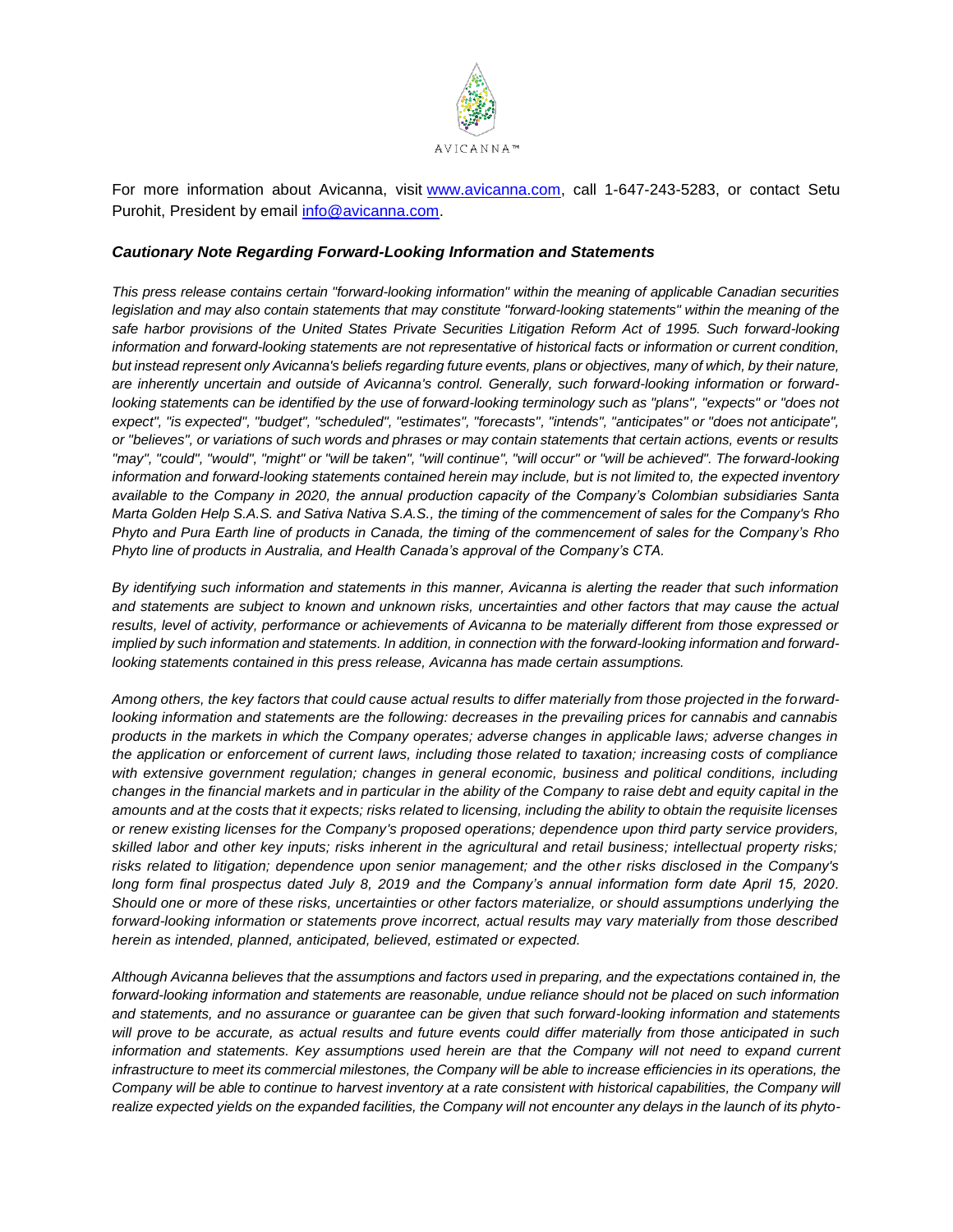For more information about Avicanna, visit [www.avicanna.com](http://www.avicanna.com), call 1-647-243-5283, or contact Setu Purohit, President by email [info@avicanna.com](mailto:info@avicanna.com).

### *Cautionary Note Regarding Forward-Looking Information and Statements*

*This press release contains certain "forward-looking information" within the meaning of applicable Canadian securities legislation and may also contain statements that may constitute "forward-looking statements" within the meaning of the safe harbor provisions of the United States Private Securities Litigation Reform Act of 1995. Such forward-looking information and forward-looking statements are not representative of historical facts or information or current condition, but instead represent only Avicanna's beliefs regarding future events, plans or objectives, many of which, by their nature, are inherently uncertain and outside of Avicanna's control. Generally, such forward-looking information or forward-looking statements can be identified by the use of forward-looking terminology such as "plans", "expects" or "does not expect", "is expected", "budget", "scheduled", "estimates", "forecasts", "intends", "anticipates" or "does not anticipate", or "believes", or variations of such words and phrases or may contain statements that certain actions, events or results "may", "could", "would", "might" or "will be taken", "will continue", "will occur" or "will be achieved". The forward-looking information and forward-looking statements contained herein may include, but is not limited to, the expected inventory available to the Company in 2020, the annual production capacity of the Company's Colombian subsidiaries Santa Marta Golden Help S.A.S. and Sativa Nativa S.A.S., the timing of the commencement of sales for the Company's Rho Phyto and Pura Earth line of products in Canada, the timing of the commencement of sales for the Company's Rho Phyto line of products in Australia, and Health Canada's approval of the Company's CTA.*

*By identifying such information and statements in this manner, Avicanna is alerting the reader that such information and statements are subject to known and unknown risks, uncertainties and other factors that may cause the actual results, level of activity, performance or achievements of Avicanna to be materially different from those expressed or implied by such information and statements. In addition, in connection with the forward-looking information and forward-looking statements contained in this press release, Avicanna has made certain assumptions.*

*Among others, the key factors that could cause actual results to differ materially from those projected in the forward-looking information and statements are the following: decreases in the prevailing prices for cannabis and cannabis products in the markets in which the Company operates; adverse changes in applicable laws; adverse changes in the application or enforcement of current laws, including those related to taxation; increasing costs of compliance with extensive government regulation; changes in general economic, business and political conditions, including changes in the financial markets and in particular in the ability of the Company to raise debt and equity capital in the amounts and at the costs that it expects; risks related to licensing, including the ability to obtain the requisite licenses or renew existing licenses for the Company's proposed operations; dependence upon third party service providers, skilled labor and other key inputs; risks inherent in the agricultural and retail business; intellectual property risks; risks related to litigation; dependence upon senior management; and the other risks disclosed in the Company's long form final prospectus dated July 8, 2019 and the Company's annual information form date April 15, 2020. Should one or more of these risks, uncertainties or other factors materialize, or should assumptions underlying the forward-looking information or statements prove incorrect, actual results may vary materially from those described herein as intended, planned, anticipated, believed, estimated or expected.*

*Although Avicanna believes that the assumptions and factors used in preparing, and the expectations contained in, the forward-looking information and statements are reasonable, undue reliance should not be placed on such information and statements, and no assurance or guarantee can be given that such forward-looking information and statements will prove to be accurate, as actual results and future events could differ materially from those anticipated in such information and statements. Key assumptions used herein are that the Company will not need to expand current infrastructure to meet its commercial milestones, the Company will be able to increase efficiencies in its operations, the Company will be able to continue to harvest inventory at a rate consistent with historical capabilities, the Company will realize expected yields on the expanded facilities, the Company will not encounter any delays in the launch of its phyto-*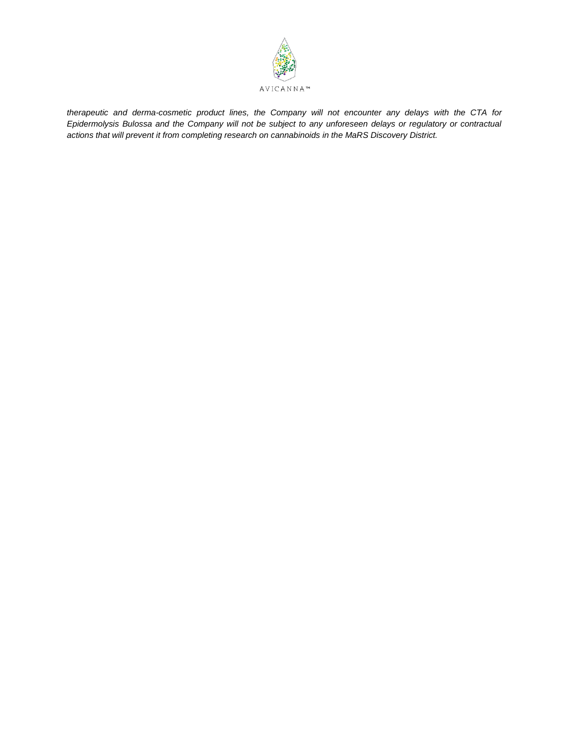*therapeutic and derma-cosmetic product lines, the Company will not encounter any delays with the CTA for Epidermolysis Bulossa and the Company will not be subject to any unforeseen delays or regulatory or contractual actions that will prevent it from completing research on cannabinoids in the MaRS Discovery District.*